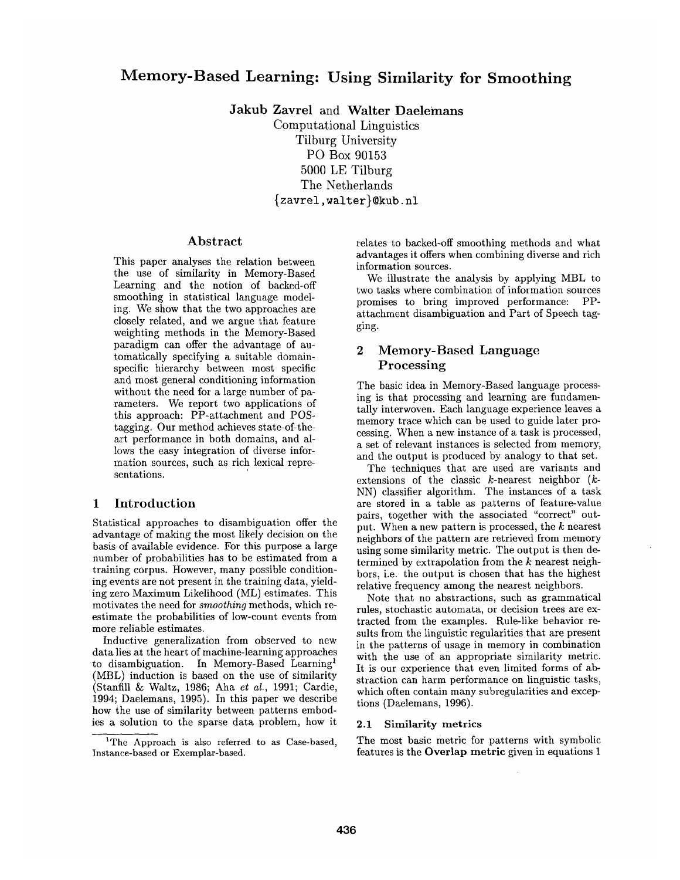# Memory-Based Learning: Using Similarity for Smoothing

**Jakub Zavrel** and **Walter Daelemans**

Computational Linguistics
Tilburg University
PO Box 90153
5000 LE Tilburg
The Netherlands
{zavrel,walter}@kub.nl

## Abstract

This paper analyses the relation between the use of similarity in Memory-Based Learning and the notion of backed-off smoothing in statistical language modeling. We show that the two approaches are closely related, and we argue that feature weighting methods in the Memory-Based paradigm can offer the advantage of automatically specifying a suitable domain-specific hierarchy between most specific and most general conditioning information without the need for a large number of parameters. We report two applications of this approach: PP-attachment and POS-tagging. Our method achieves state-of-the-art performance in both domains, and allows the easy integration of diverse information sources, such as rich lexical representations.

## 1 Introduction

Statistical approaches to disambiguation offer the advantage of making the most likely decision on the basis of available evidence. For this purpose a large number of probabilities has to be estimated from a training corpus. However, many possible conditioning events are not present in the training data, yielding zero Maximum Likelihood (ML) estimates. This motivates the need for *smoothing* methods, which re-estimate the probabilities of low-count events from more reliable estimates.

Inductive generalization from observed to new data lies at the heart of machine-learning approaches to disambiguation. In Memory-Based Learning[1] (MBL) induction is based on the use of similarity (Stanfill & Waltz, 1986; Aha *et al.*, 1991; Cardie, 1994; Daelemans, 1995). In this paper we describe how the use of similarity between patterns embodies a solution to the sparse data problem, how it relates to backed-off smoothing methods and what advantages it offers when combining diverse and rich information sources.

We illustrate the analysis by applying MBL to two tasks where combination of information sources promises to bring improved performance: PP-attachment disambiguation and Part of Speech tagging.

[1]The Approach is also referred to as Case-based, Instance-based or Exemplar-based.

## 2 Memory-Based Language Processing

The basic idea in Memory-Based language processing is that processing and learning are fundamentally interwoven. Each language experience leaves a memory trace which can be used to guide later processing. When a new instance of a task is processed, a set of relevant instances is selected from memory, and the output is produced by analogy to that set.

The techniques that are used are variants and extensions of the classic $k$-nearest neighbor ($k$-NN) classifier algorithm. The instances of a task are stored in a table as patterns of feature-value pairs, together with the associated "correct" output. When a new pattern is processed, the $k$ nearest neighbors of the pattern are retrieved from memory using some similarity metric. The output is then determined by extrapolation from the $k$ nearest neighbors, i.e. the output is chosen that has the highest relative frequency among the nearest neighbors.

Note that no abstractions, such as grammatical rules, stochastic automata, or decision trees are extracted from the examples. Rule-like behavior results from the linguistic regularities that are present in the patterns of usage in memory in combination with the use of an appropriate similarity metric. It is our experience that even limited forms of abstraction can harm performance on linguistic tasks, which often contain many subregularities and exceptions (Daelemans, 1996).

### 2.1 Similarity metrics

The most basic metric for patterns with symbolic features is the **Overlap metric** given in equations 1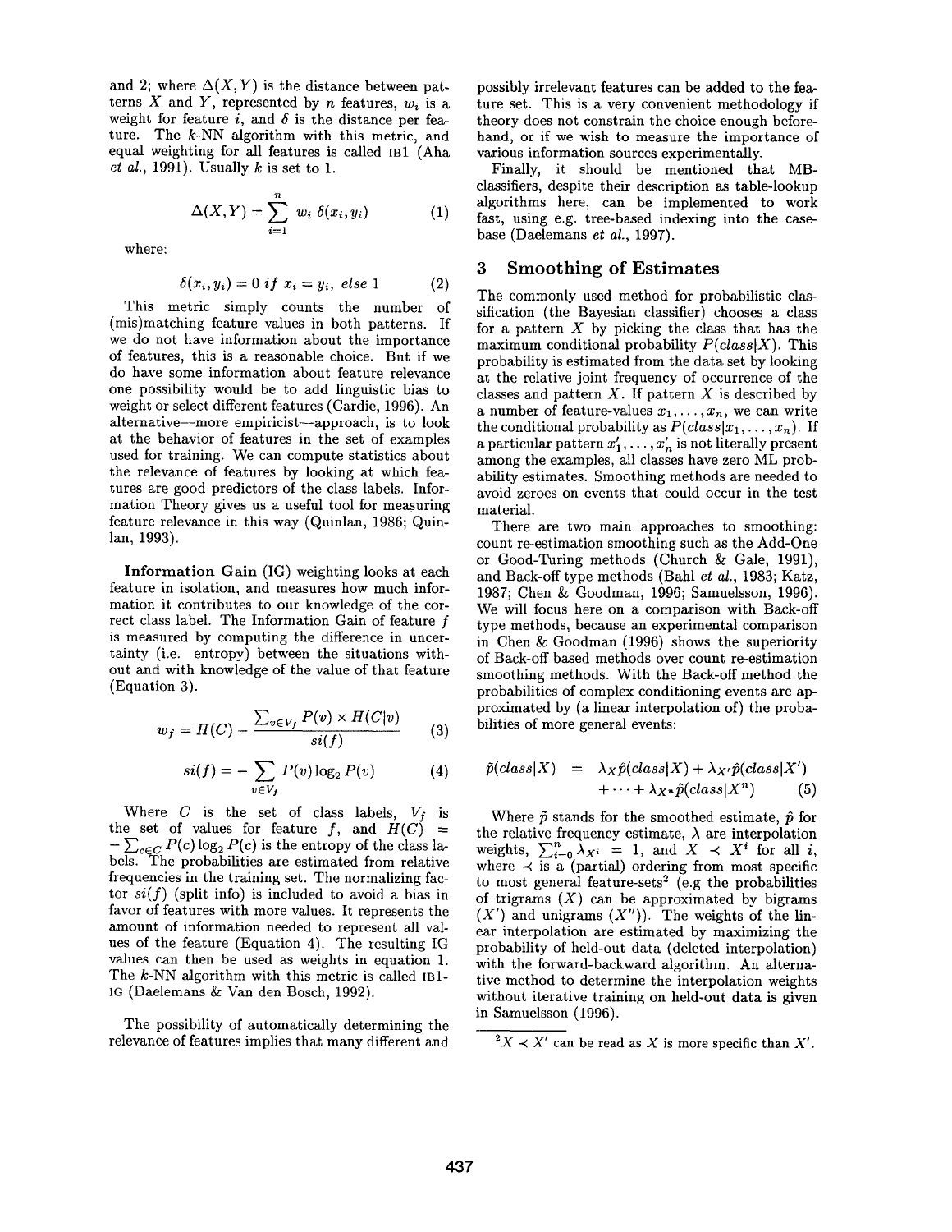and 2; where $\Delta(X,Y)$ is the distance between patterns $X$ and $Y$, represented by $n$ features, $w_i$ is a weight for feature $i$, and $\delta$ is the distance per feature. The $k$-NN algorithm with this metric, and equal weighting for all features is called IB1 (Aha *et al.*, 1991). Usually $k$ is set to 1.

$$\Delta(X,Y) = \sum_{i=1}^{n} w_i \; \delta(x_i, y_i) \tag{1}$$

where:

$$\delta(x_i, y_i) = 0 \; if \; x_i = y_i, \; else \; 1 \tag{2}$$

This metric simply counts the number of (mis)matching feature values in both patterns. If we do not have information about the importance of features, this is a reasonable choice. But if we do have some information about feature relevance one possibility would be to add linguistic bias to weight or select different features (Cardie, 1996). An alternative—more empiricist—approach, is to look at the behavior of features in the set of examples used for training. We can compute statistics about the relevance of features by looking at which features are good predictors of the class labels. Information Theory gives us a useful tool for measuring feature relevance in this way (Quinlan, 1986; Quinlan, 1993).

**Information Gain** (IG) weighting looks at each feature in isolation, and measures how much information it contributes to our knowledge of the correct class label. The Information Gain of feature $f$ is measured by computing the difference in uncertainty (i.e. entropy) between the situations without and with knowledge of the value of that feature (Equation 3).

$$w_f = H(C) - \frac{\sum_{v \in V_f} P(v) \times H(C|v)}{si(f)} \tag{3}$$

$$si(f) = -\sum_{v \in V_f} P(v) \log_2 P(v) \tag{4}$$

Where $C$ is the set of class labels, $V_f$ is the set of values for feature $f$, and $H(C) = -\sum_{c \in C} P(c) \log_2 P(c)$ is the entropy of the class labels. The probabilities are estimated from relative frequencies in the training set. The normalizing factor $si(f)$ (split info) is included to avoid a bias in favor of features with more values. It represents the amount of information needed to represent all values of the feature (Equation 4). The resulting IG values can then be used as weights in equation 1. The $k$-NN algorithm with this metric is called IB1-IG (Daelemans & Van den Bosch, 1992).

The possibility of automatically determining the relevance of features implies that many different and possibly irrelevant features can be added to the feature set. This is a very convenient methodology if theory does not constrain the choice enough beforehand, or if we wish to measure the importance of various information sources experimentally.

Finally, it should be mentioned that MB-classifiers, despite their description as table-lookup algorithms here, can be implemented to work fast, using e.g. tree-based indexing into the case-base (Daelemans *et al.*, 1997).

## 3 Smoothing of Estimates

The commonly used method for probabilistic classification (the Bayesian classifier) chooses a class for a pattern $X$ by picking the class that has the maximum conditional probability $P(class|X)$. This probability is estimated from the data set by looking at the relative joint frequency of occurrence of the classes and pattern $X$. If pattern $X$ is described by a number of feature-values $x_1, \ldots, x_n$, we can write the conditional probability as $P(class|x_1, \ldots, x_n)$. If a particular pattern $x'_1, \ldots, x'_n$ is not literally present among the examples, all classes have zero ML probability estimates. Smoothing methods are needed to avoid zeroes on events that could occur in the test material.

There are two main approaches to smoothing: count re-estimation smoothing such as the Add-One or Good-Turing methods (Church & Gale, 1991), and Back-off type methods (Bahl *et al.*, 1983; Katz, 1987; Chen & Goodman, 1996; Samuelsson, 1996). We will focus here on a comparison with Back-off type methods, because an experimental comparison in Chen & Goodman (1996) shows the superiority of Back-off based methods over count re-estimation smoothing methods. With the Back-off method the probabilities of complex conditioning events are approximated by (a linear interpolation of) the probabilities of more general events:

$$\begin{aligned} \tilde{p}(class|X) &= \lambda_X \hat{p}(class|X) + \lambda_{X'} \hat{p}(class|X') \\ &\quad + \cdots + \lambda_{X^n} \hat{p}(class|X^n) \end{aligned} \tag{5}$$

Where $\tilde{p}$ stands for the smoothed estimate, $\hat{p}$ for the relative frequency estimate, $\lambda$ are interpolation weights, $\sum_{i=0}^{n} \lambda_{X^i} = 1$, and $X \prec X^i$ for all $i$, where $\prec$ is a (partial) ordering from most specific to most general feature-sets[2] (e.g the probabilities of trigrams ($X$) can be approximated by bigrams ($X'$) and unigrams ($X''$)). The weights of the linear interpolation are estimated by maximizing the probability of held-out data (deleted interpolation) with the forward-backward algorithm. An alternative method to determine the interpolation weights without iterative training on held-out data is given in Samuelsson (1996).

[2] $X \prec X'$ can be read as $X$ is more specific than $X'$.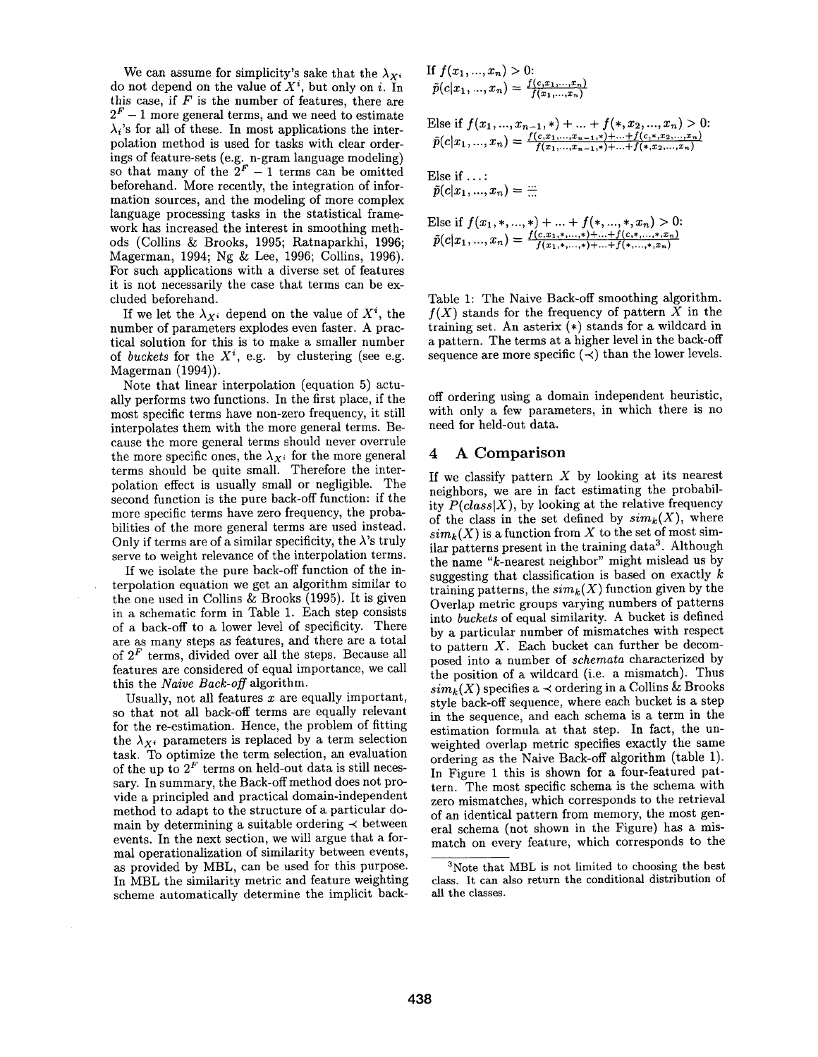We can assume for simplicity's sake that the $\lambda_{X^i}$ do not depend on the value of $X^i$, but only on $i$. In this case, if $F$ is the number of features, there are $2^F - 1$ more general terms, and we need to estimate $\lambda_i$'s for all of these. In most applications the interpolation method is used for tasks with clear orderings of feature-sets (e.g. n-gram language modeling) so that many of the $2^F - 1$ terms can be omitted beforehand. More recently, the integration of information sources, and the modeling of more complex language processing tasks in the statistical framework has increased the interest in smoothing methods (Collins & Brooks, 1995; Ratnaparkhi, 1996; Magerman, 1994; Ng & Lee, 1996; Collins, 1996). For such applications with a diverse set of features it is not necessarily the case that terms can be excluded beforehand.

If we let the $\lambda_{X^i}$ depend on the value of $X^i$, the number of parameters explodes even faster. A practical solution for this is to make a smaller number of *buckets* for the $X^i$, e.g. by clustering (see e.g. Magerman (1994)).

Note that linear interpolation (equation 5) actually performs two functions. In the first place, if the most specific terms have non-zero frequency, it still interpolates them with the more general terms. Because the more general terms should never overrule the more specific ones, the $\lambda_{X^i}$ for the more general terms should be quite small. Therefore the interpolation effect is usually small or negligible. The second function is the pure back-off function: if the more specific terms have zero frequency, the probabilities of the more general terms are used instead. Only if terms are of a similar specificity, the $\lambda$'s truly serve to weight relevance of the interpolation terms.

If we isolate the pure back-off function of the interpolation equation we get an algorithm similar to the one used in Collins & Brooks (1995). It is given in a schematic form in Table 1. Each step consists of a back-off to a lower level of specificity. There are as many steps as features, and there are a total of $2^F$ terms, divided over all the steps. Because all features are considered of equal importance, we call this the *Naive Back-off* algorithm.

Usually, not all features $x$ are equally important, so that not all back-off terms are equally relevant for the re-estimation. Hence, the problem of fitting the $\lambda_{X^i}$ parameters is replaced by a term selection task. To optimize the term selection, an evaluation of the up to $2^F$ terms on held-out data is still necessary. In summary, the Back-off method does not provide a principled and practical domain-independent method to adapt to the structure of a particular domain by determining a suitable ordering $\prec$ between events. In the next section, we will argue that a formal operationalization of similarity between events, as provided by MBL, can be used for this purpose. In MBL the similarity metric and feature weighting scheme automatically determine the implicit back-off ordering using a domain independent heuristic, with only a few parameters, in which there is no need for held-out data.

If $f(x_1, ..., x_n) > 0$:
$$\tilde{p}(c|x_1, ..., x_n) = \frac{f(c, x_1, ..., x_n)}{f(x_1, ..., x_n)}$$

Else if $f(x_1, ..., x_{n-1}, *) + ... + f(*, x_2, ..., x_n) > 0$:
$$\tilde{p}(c|x_1, ..., x_n) = \frac{f(c, x_1, ..., x_{n-1}, *) + ... + f(c, *, x_2, ..., x_n)}{f(x_1, ..., x_{n-1}, *) + ... + f(*, x_2, ..., x_n)}$$

Else if ... :
$$\tilde{p}(c|x_1, ..., x_n) = \frac{...}{...}$$

Else if $f(x_1, *, ..., *) + ... + f(*, ..., *, x_n) > 0$:
$$\tilde{p}(c|x_1, ..., x_n) = \frac{f(c, x_1, *, ..., *) + ... + f(c, *, ..., *, x_n)}{f(x_1, *, ..., *) + ... + f(*, ..., *, x_n)}$$

Table 1: The Naive Back-off smoothing algorithm. $f(X)$ stands for the frequency of pattern $X$ in the training set. An asterix (*) stands for a wildcard in a pattern. The terms at a higher level in the back-off sequence are more specific ($\prec$) than the lower levels.

## 4 A Comparison

If we classify pattern $X$ by looking at its nearest neighbors, we are in fact estimating the probability $P(class|X)$, by looking at the relative frequency of the class in the set defined by $sim_k(X)$, where $sim_k(X)$ is a function from $X$ to the set of most similar patterns present in the training data[3]. Although the name "$k$-nearest neighbor" might mislead us by suggesting that classification is based on exactly $k$ training patterns, the $sim_k(X)$ function given by the Overlap metric groups varying numbers of patterns into *buckets* of equal similarity. A bucket is defined by a particular number of mismatches with respect to pattern $X$. Each bucket can further be decomposed into a number of *schemata* characterized by the position of a wildcard (i.e. a mismatch). Thus $sim_k(X)$ specifies a $\prec$ ordering in a Collins & Brooks style back-off sequence, where each bucket is a step in the sequence, and each schema is a term in the estimation formula at that step. In fact, the unweighted overlap metric specifies exactly the same ordering as the Naive Back-off algorithm (table 1). In Figure 1 this is shown for a four-featured pattern. The most specific schema is the schema with zero mismatches, which corresponds to the retrieval of an identical pattern from memory, the most general schema (not shown in the Figure) has a mismatch on every feature, which corresponds to the

[3]Note that MBL is not limited to choosing the best class. It can also return the conditional distribution of all the classes.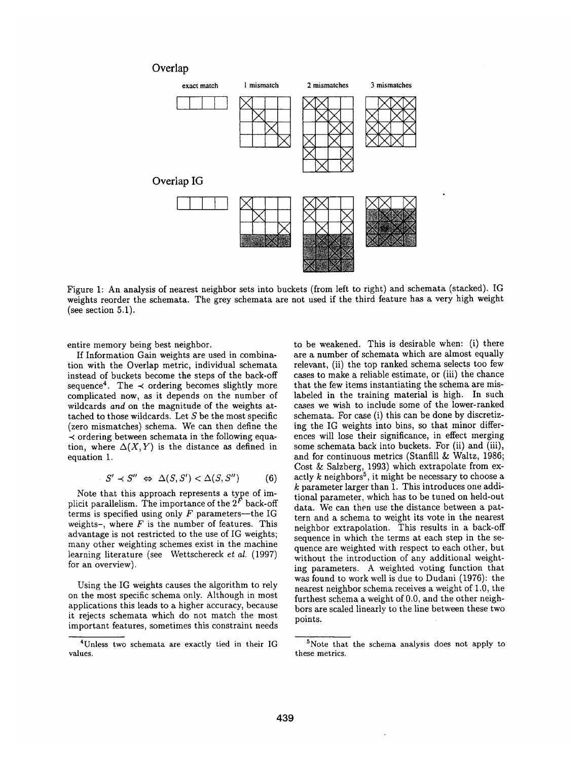Overlap

exact match

1 mismatch

2 mismatches

3 mismatches

Overlap IG

Figure 1: An analysis of nearest neighbor sets into buckets (from left to right) and schemata (stacked). IG weights reorder the schemata. The grey schemata are not used if the third feature has a very high weight (see section 5.1).

entire memory being best neighbor.

If Information Gain weights are used in combination with the Overlap metric, individual schemata instead of buckets become the steps of the back-off sequence[4]. The $\prec$ ordering becomes slightly more complicated now, as it depends on the number of wildcards *and* on the magnitude of the weights attached to those wildcards. Let $S$ be the most specific (zero mismatches) schema. We can then define the $\prec$ ordering between schemata in the following equation, where $\Delta(X, Y)$ is the distance as defined in equation 1.

$$S' \prec S'' \Leftrightarrow \Delta(S, S') < \Delta(S, S'') \tag{6}$$

Note that this approach represents a type of implicit parallelism. The importance of the $2^F$ back-off terms is specified using only $F$ parameters—the IG weights–, where $F$ is the number of features. This advantage is not restricted to the use of IG weights; many other weighting schemes exist in the machine learning literature (see Wettschereck *et al.* (1997) for an overview).

Using the IG weights causes the algorithm to rely on the most specific schema only. Although in most applications this leads to a higher accuracy, because it rejects schemata which do not match the most important features, sometimes this constraint needs to be weakened. This is desirable when: (i) there are a number of schemata which are almost equally relevant, (ii) the top ranked schema selects too few cases to make a reliable estimate, or (iii) the chance that the few items instantiating the schema are mislabeled in the training material is high. In such cases we wish to include some of the lower-ranked schemata. For case (i) this can be done by discretizing the IG weights into bins, so that minor differences will lose their significance, in effect merging some schemata back into buckets. For (ii) and (iii), and for continuous metrics (Stanfill & Waltz, 1986; Cost & Salzberg, 1993) which extrapolate from exactly $k$ neighbors[5], it might be necessary to choose a $k$ parameter larger than 1. This introduces one additional parameter, which has to be tuned on held-out data. We can then use the distance between a pattern and a schema to weight its vote in the nearest neighbor extrapolation. This results in a back-off sequence in which the terms at each step in the sequence are weighted with respect to each other, but without the introduction of any additional weighting parameters. A weighted voting function that was found to work well is due to Dudani (1976): the nearest neighbor schema receives a weight of 1.0, the furthest schema a weight of 0.0, and the other neighbors are scaled linearly to the line between these two points.

[4] Unless two schemata are exactly tied in their IG values.

[5] Note that the schema analysis does not apply to these metrics.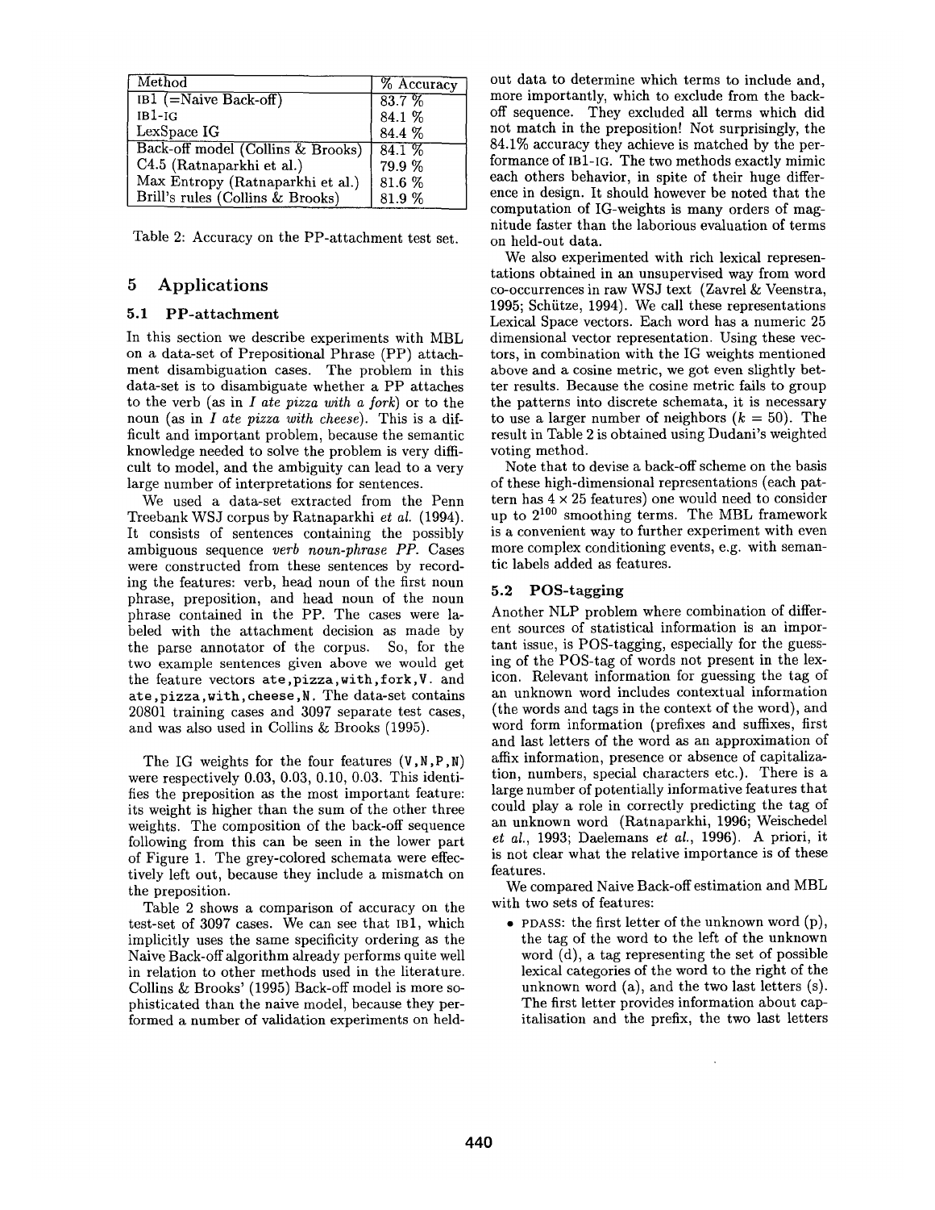| Method | % Accuracy |
|---|---|
| IB1 (=Naive Back-off) | 83.7 % |
| IB1-IG | 84.1 % |
| LexSpace IG | 84.4 % |
| Back-off model (Collins & Brooks) | 84.1 % |
| C4.5 (Ratnaparkhi et al.) | 79.9 % |
| Max Entropy (Ratnaparkhi et al.) | 81.6 % |
| Brill's rules (Collins & Brooks) | 81.9 % |

Table 2: Accuracy on the PP-attachment test set.

## 5 Applications

### 5.1 PP-attachment

In this section we describe experiments with MBL on a data-set of Prepositional Phrase (PP) attachment disambiguation cases. The problem in this data-set is to disambiguate whether a PP attaches to the verb (as in *I ate pizza with a fork*) or to the noun (as in *I ate pizza with cheese*). This is a difficult and important problem, because the semantic knowledge needed to solve the problem is very difficult to model, and the ambiguity can lead to a very large number of interpretations for sentences.

We used a data-set extracted from the Penn Treebank WSJ corpus by Ratnaparkhi *et al.* (1994). It consists of sentences containing the possibly ambiguous sequence *verb noun-phrase PP*. Cases were constructed from these sentences by recording the features: verb, head noun of the first noun phrase, preposition, and head noun of the noun phrase contained in the PP. The cases were labeled with the attachment decision as made by the parse annotator of the corpus. So, for the two example sentences given above we would get the feature vectors `ate,pizza,with,fork,V.` and `ate,pizza,with,cheese,N.` The data-set contains 20801 training cases and 3097 separate test cases, and was also used in Collins & Brooks (1995).

The IG weights for the four features (`V,N,P,N`) were respectively 0.03, 0.03, 0.10, 0.03. This identifies the preposition as the most important feature: its weight is higher than the sum of the other three weights. The composition of the back-off sequence following from this can be seen in the lower part of Figure 1. The grey-colored schemata were effectively left out, because they include a mismatch on the preposition.

Table 2 shows a comparison of accuracy on the test-set of 3097 cases. We can see that IB1, which implicitly uses the same specificity ordering as the Naive Back-off algorithm already performs quite well in relation to other methods used in the literature. Collins & Brooks' (1995) Back-off model is more sophisticated than the naive model, because they performed a number of validation experiments on held-out data to determine which terms to include and, more importantly, which to exclude from the back-off sequence. They excluded all terms which did not match in the preposition! Not surprisingly, the 84.1% accuracy they achieve is matched by the performance of IB1-IG. The two methods exactly mimic each others behavior, in spite of their huge difference in design. It should however be noted that the computation of IG-weights is many orders of magnitude faster than the laborious evaluation of terms on held-out data.

We also experimented with rich lexical representations obtained in an unsupervised way from word co-occurrences in raw WSJ text (Zavrel & Veenstra, 1995; Schütze, 1994). We call these representations Lexical Space vectors. Each word has a numeric 25 dimensional vector representation. Using these vectors, in combination with the IG weights mentioned above and a cosine metric, we got even slightly better results. Because the cosine metric fails to group the patterns into discrete schemata, it is necessary to use a larger number of neighbors ($k = 50$). The result in Table 2 is obtained using Dudani's weighted voting method.

Note that to devise a back-off scheme on the basis of these high-dimensional representations (each pattern has $4 \times 25$ features) one would need to consider up to $2^{100}$ smoothing terms. The MBL framework is a convenient way to further experiment with even more complex conditioning events, e.g. with semantic labels added as features.

### 5.2 POS-tagging

Another NLP problem where combination of different sources of statistical information is an important issue, is POS-tagging, especially for the guessing of the POS-tag of words not present in the lexicon. Relevant information for guessing the tag of an unknown word includes contextual information (the words and tags in the context of the word), and word form information (prefixes and suffixes, first and last letters of the word as an approximation of affix information, presence or absence of capitalization, numbers, special characters etc.). There is a large number of potentially informative features that could play a role in correctly predicting the tag of an unknown word (Ratnaparkhi, 1996; Weischedel *et al.*, 1993; Daelemans *et al.*, 1996). A priori, it is not clear what the relative importance is of these features.

We compared Naive Back-off estimation and MBL with two sets of features:

- PDASS: the first letter of the unknown word (p), the tag of the word to the left of the unknown word (d), a tag representing the set of possible lexical categories of the word to the right of the unknown word (a), and the two last letters (s). The first letter provides information about capitalisation and the prefix, the two last letters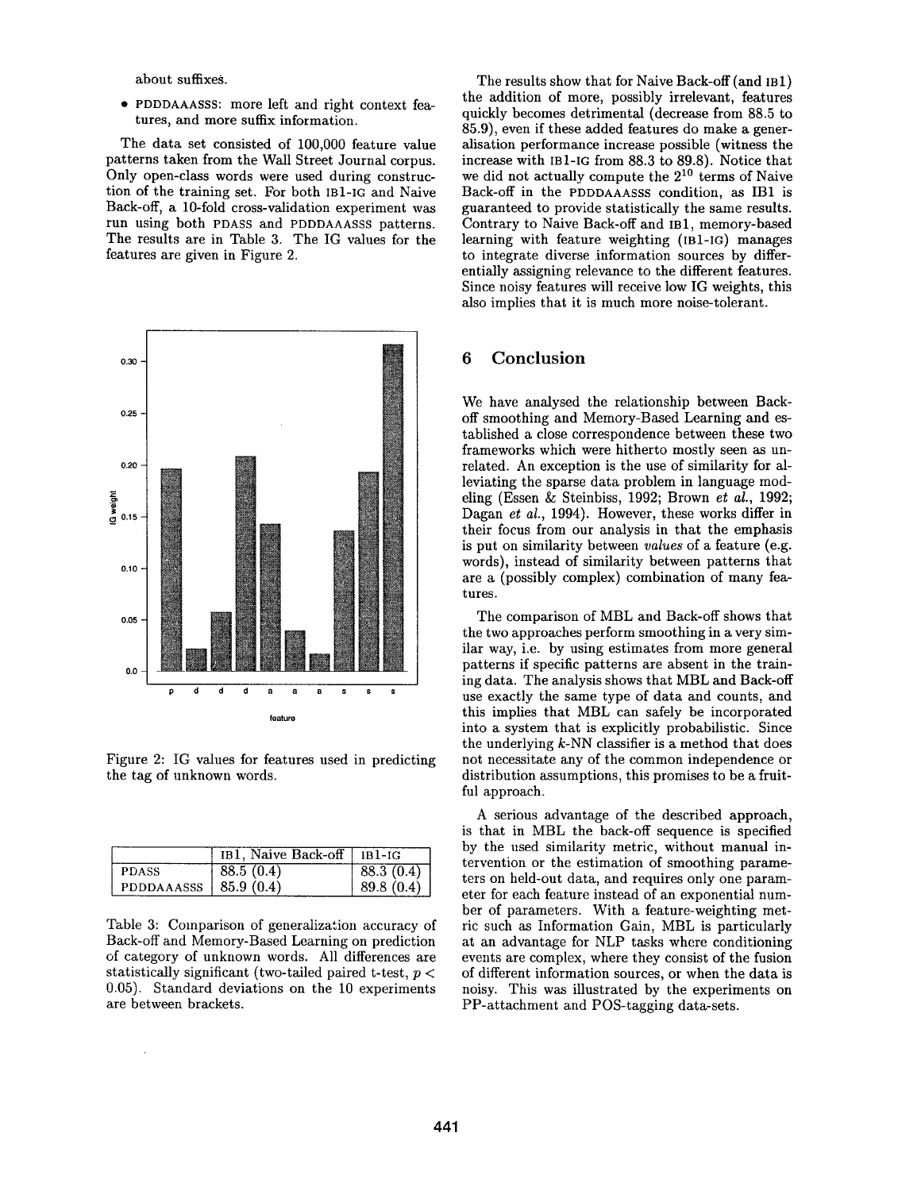about suffixes.

- PDDDAAASSS: more left and right context features, and more suffix information.

The data set consisted of 100,000 feature value patterns taken from the Wall Street Journal corpus. Only open-class words were used during construction of the training set. For both IB1-IG and Naive Back-off, a 10-fold cross-validation experiment was run using both PDASS and PDDDAAASSS patterns. The results are in Table 3. The IG values for the features are given in Figure 2.

IG weight

0.0
0.05
0.10
0.15
0.20
0.25
0.30

p d d d a a a s s s

feature

Figure 2: IG values for features used in predicting the tag of unknown words.

| | IB1, Naive Back-off | IB1-IG |
|---|---|---|
| PDASS | 88.5 (0.4) | 88.3 (0.4) |
| PDDDAAASSS | 85.9 (0.4) | 89.8 (0.4) |

Table 3: Comparison of generalization accuracy of Back-off and Memory-Based Learning on prediction of category of unknown words. All differences are statistically significant (two-tailed paired t-test, $p < 0.05$). Standard deviations on the 10 experiments are between brackets.

The results show that for Naive Back-off (and IB1) the addition of more, possibly irrelevant, features quickly becomes detrimental (decrease from 88.5 to 85.9), even if these added features do make a generalisation performance increase possible (witness the increase with IB1-IG from 88.3 to 89.8). Notice that we did not actually compute the $2^{10}$ terms of Naive Back-off in the PDDDAAASSS condition, as IB1 is guaranteed to provide statistically the same results. Contrary to Naive Back-off and IB1, memory-based learning with feature weighting (IB1-IG) manages to integrate diverse information sources by differentially assigning relevance to the different features. Since noisy features will receive low IG weights, this also implies that it is much more noise-tolerant.

## 6 Conclusion

We have analysed the relationship between Back-off smoothing and Memory-Based Learning and established a close correspondence between these two frameworks which were hitherto mostly seen as unrelated. An exception is the use of similarity for alleviating the sparse data problem in language modeling (Essen & Steinbiss, 1992; Brown *et al.*, 1992; Dagan *et al.*, 1994). However, these works differ in their focus from our analysis in that the emphasis is put on similarity between *values* of a feature (e.g. words), instead of similarity between patterns that are a (possibly complex) combination of many features.

The comparison of MBL and Back-off shows that the two approaches perform smoothing in a very similar way, i.e. by using estimates from more general patterns if specific patterns are absent in the training data. The analysis shows that MBL and Back-off use exactly the same type of data and counts, and this implies that MBL can safely be incorporated into a system that is explicitly probabilistic. Since the underlying $k$-NN classifier is a method that does not necessitate any of the common independence or distribution assumptions, this promises to be a fruitful approach.

A serious advantage of the described approach, is that in MBL the back-off sequence is specified by the used similarity metric, without manual intervention or the estimation of smoothing parameters on held-out data, and requires only one parameter for each feature instead of an exponential number of parameters. With a feature-weighting metric such as Information Gain, MBL is particularly at an advantage for NLP tasks where conditioning events are complex, where they consist of the fusion of different information sources, or when the data is noisy. This was illustrated by the experiments on PP-attachment and POS-tagging data-sets.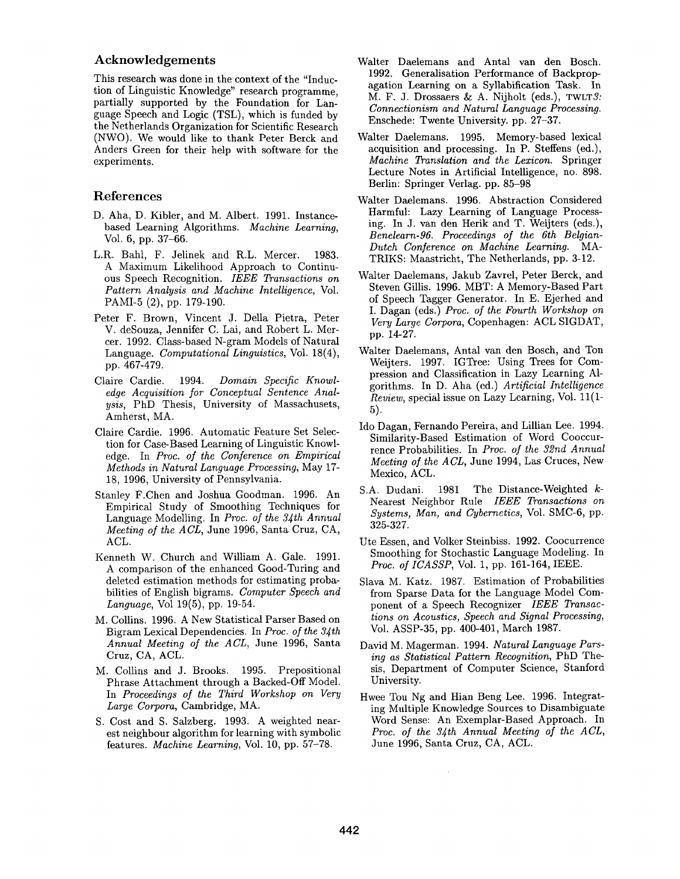## Acknowledgements

This research was done in the context of the "Induction of Linguistic Knowledge" research programme, partially supported by the Foundation for Language Speech and Logic (TSL), which is funded by the Netherlands Organization for Scientific Research (NWO). We would like to thank Peter Berck and Anders Green for their help with software for the experiments.

## References

D. Aha, D. Kibler, and M. Albert. 1991. Instance-based Learning Algorithms. *Machine Learning*, Vol. 6, pp. 37–66.

L.R. Bahl, F. Jelinek and R.L. Mercer. 1983. A Maximum Likelihood Approach to Continuous Speech Recognition. *IEEE Transactions on Pattern Analysis and Machine Intelligence*, Vol. PAMI-5 (2), pp. 179-190.

Peter F. Brown, Vincent J. Della Pietra, Peter V. deSouza, Jennifer C. Lai, and Robert L. Mercer. 1992. Class-based N-gram Models of Natural Language. *Computational Linguistics*, Vol. 18(4), pp. 467-479.

Claire Cardie. 1994. *Domain Specific Knowledge Acquisition for Conceptual Sentence Analysis*, PhD Thesis, University of Massachusets, Amherst, MA.

Claire Cardie. 1996. Automatic Feature Set Selection for Case-Based Learning of Linguistic Knowledge. In *Proc. of the Conference on Empirical Methods in Natural Language Processing*, May 17-18, 1996, University of Pennsylvania.

Stanley F.Chen and Joshua Goodman. 1996. An Empirical Study of Smoothing Techniques for Language Modelling. In *Proc. of the 34th Annual Meeting of the ACL*, June 1996, Santa Cruz, CA, ACL.

Kenneth W. Church and William A. Gale. 1991. A comparison of the enhanced Good-Turing and deleted estimation methods for estimating probabilities of English bigrams. *Computer Speech and Language*, Vol 19(5), pp. 19-54.

M. Collins. 1996. A New Statistical Parser Based on Bigram Lexical Dependencies. In *Proc. of the 34th Annual Meeting of the ACL*, June 1996, Santa Cruz, CA, ACL.

M. Collins and J. Brooks. 1995. Prepositional Phrase Attachment through a Backed-Off Model. In *Proceedings of the Third Workshop on Very Large Corpora*, Cambridge, MA.

S. Cost and S. Salzberg. 1993. A weighted nearest neighbour algorithm for learning with symbolic features. *Machine Learning*, Vol. 10, pp. 57–78.

Walter Daelemans and Antal van den Bosch. 1992. Generalisation Performance of Backpropagation Learning on a Syllabification Task. In M. F. J. Drossaers & A. Nijholt (eds.), TWLT3: *Connectionism and Natural Language Processing*. Enschede: Twente University. pp. 27–37.

Walter Daelemans. 1995. Memory-based lexical acquisition and processing. In P. Steffens (ed.), *Machine Translation and the Lexicon*. Springer Lecture Notes in Artificial Intelligence, no. 898. Berlin: Springer Verlag. pp. 85–98

Walter Daelemans. 1996. Abstraction Considered Harmful: Lazy Learning of Language Processing. In J. van den Herik and T. Weijters (eds.), *Benelearn-96. Proceedings of the 6th Belgian-Dutch Conference on Machine Learning*. MATRIKS: Maastricht, The Netherlands, pp. 3-12.

Walter Daelemans, Jakub Zavrel, Peter Berck, and Steven Gillis. 1996. MBT: A Memory-Based Part of Speech Tagger Generator. In E. Ejerhed and I. Dagan (eds.) *Proc. of the Fourth Workshop on Very Large Corpora*, Copenhagen: ACL SIGDAT, pp. 14-27.

Walter Daelemans, Antal van den Bosch, and Ton Weijters. 1997. IGTree: Using Trees for Compression and Classification in Lazy Learning Algorithms. In D. Aha (ed.) *Artificial Intelligence Review*, special issue on Lazy Learning, Vol. 11(1-5).

Ido Dagan, Fernando Pereira, and Lillian Lee. 1994. Similarity-Based Estimation of Word Cooccurrence Probabilities. In *Proc. of the 32nd Annual Meeting of the ACL*, June 1994, Las Cruces, New Mexico, ACL.

S.A. Dudani. 1981 The Distance-Weighted $k$-Nearest Neighbor Rule *IEEE Transactions on Systems, Man, and Cybernetics*, Vol. SMC-6, pp. 325-327.

Ute Essen, and Volker Steinbiss. 1992. Coocurrence Smoothing for Stochastic Language Modeling. In *Proc. of ICASSP*, Vol. 1, pp. 161-164, IEEE.

Slava M. Katz. 1987. Estimation of Probabilities from Sparse Data for the Language Model Component of a Speech Recognizer *IEEE Transactions on Acoustics, Speech and Signal Processing*, Vol. ASSP-35, pp. 400-401, March 1987.

David M. Magerman. 1994. *Natural Language Parsing as Statistical Pattern Recognition*, PhD Thesis, Department of Computer Science, Stanford University.

Hwee Tou Ng and Hian Beng Lee. 1996. Integrating Multiple Knowledge Sources to Disambiguate Word Sense: An Exemplar-Based Approach. In *Proc. of the 34th Annual Meeting of the ACL*, June 1996, Santa Cruz, CA, ACL.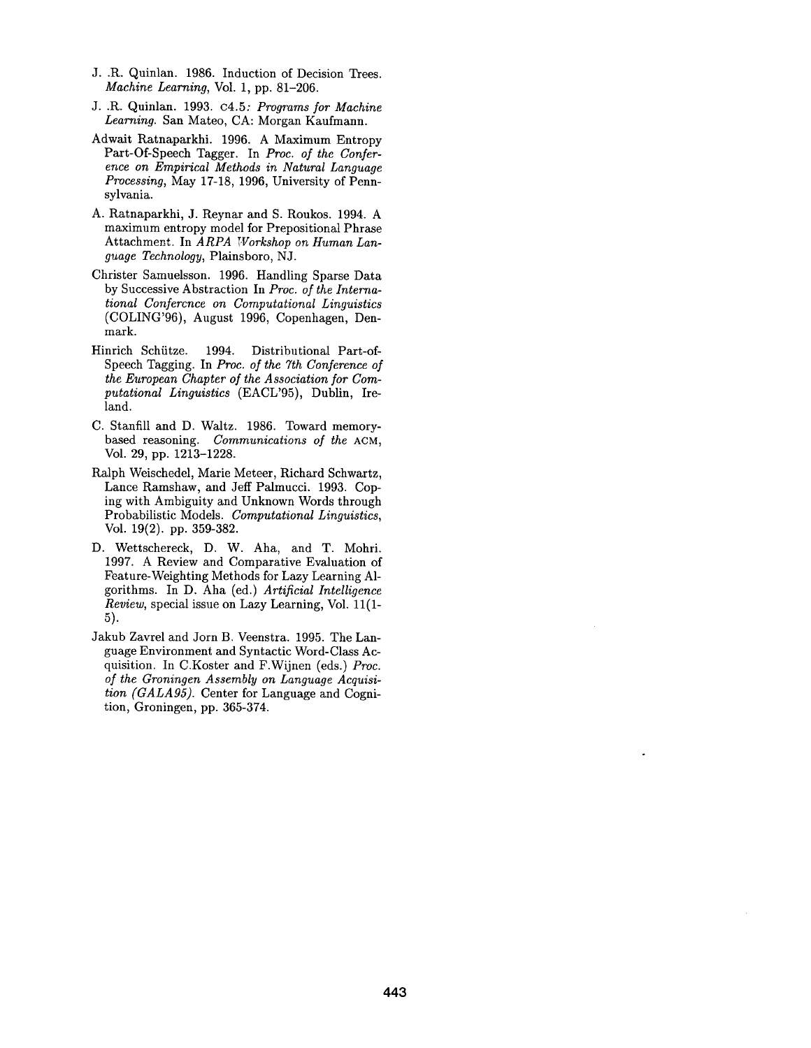J. .R. Quinlan. 1986. Induction of Decision Trees. *Machine Learning*, Vol. 1, pp. 81–206.

J. .R. Quinlan. 1993. C4.5*: Programs for Machine Learning.* San Mateo, CA: Morgan Kaufmann.

Adwait Ratnaparkhi. 1996. A Maximum Entropy Part-Of-Speech Tagger. In *Proc. of the Conference on Empirical Methods in Natural Language Processing*, May 17-18, 1996, University of Pennsylvania.

A. Ratnaparkhi, J. Reynar and S. Roukos. 1994. A maximum entropy model for Prepositional Phrase Attachment. In *ARPA Workshop on Human Language Technology*, Plainsboro, NJ.

Christer Samuelsson. 1996. Handling Sparse Data by Successive Abstraction In *Proc. of the International Conference on Computational Linguistics* (COLING'96), August 1996, Copenhagen, Denmark.

Hinrich Schütze. 1994. Distributional Part-of-Speech Tagging. In *Proc. of the 7th Conference of the European Chapter of the Association for Computational Linguistics* (EACL'95), Dublin, Ireland.

C. Stanfill and D. Waltz. 1986. Toward memory-based reasoning. *Communications of the* ACM, Vol. 29, pp. 1213–1228.

Ralph Weischedel, Marie Meteer, Richard Schwartz, Lance Ramshaw, and Jeff Palmucci. 1993. Coping with Ambiguity and Unknown Words through Probabilistic Models. *Computational Linguistics*, Vol. 19(2). pp. 359-382.

D. Wettschereck, D. W. Aha, and T. Mohri. 1997. A Review and Comparative Evaluation of Feature-Weighting Methods for Lazy Learning Algorithms. In D. Aha (ed.) *Artificial Intelligence Review*, special issue on Lazy Learning, Vol. 11(1-5).

Jakub Zavrel and Jorn B. Veenstra. 1995. The Language Environment and Syntactic Word-Class Acquisition. In C.Koster and F.Wijnen (eds.) *Proc. of the Groningen Assembly on Language Acquisition (GALA95).* Center for Language and Cognition, Groningen, pp. 365-374.